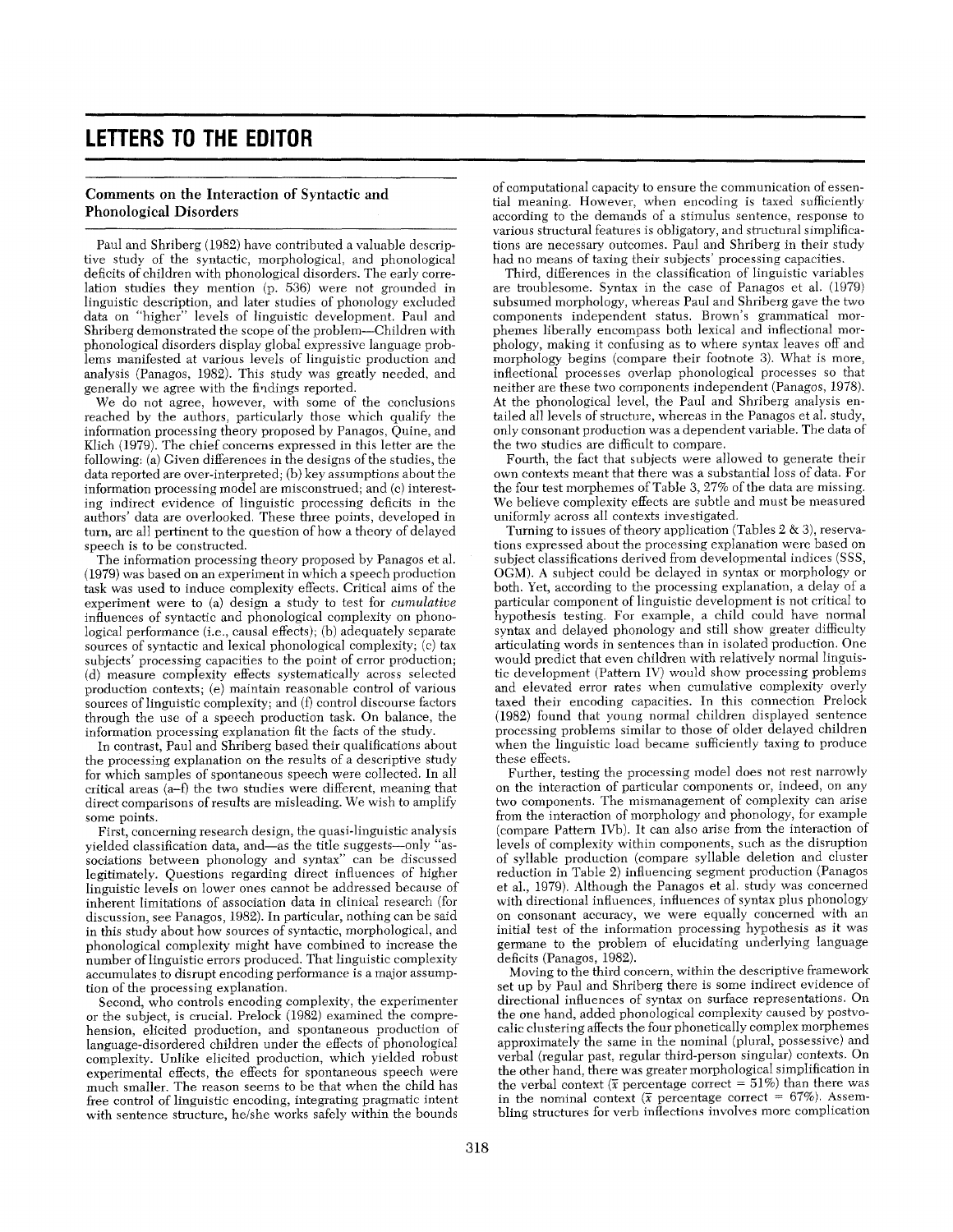# LETTERS TO THE EDITOR

## Comments on the Interaction of Syntactic and Phonological Disorders

Paul and Shriberg (1982) have contributed a valuable descriptive study of the syntactic, morphological, and phonological deficits of children with phonological disorders. The early correlation studies they mention (p. 536) were not grounded in linguistic description, and later studies of phonology excluded data on "higher" levels of linguistic development. Paul and Shriberg demonstrated the scope of the problem—Children with phonological disorders display global expressive language problems manifested at various levels of linguistic production and analysis (Panagos, 1982). This study was greatly needed, and generally we agree with the findings reported.

We do not agree, however, with some of the conclusions reached by the authors, particularly those which qualify the information processing theory proposed by Panagos, Quine, and Klich (1979). The chief concerns expressed in this letter are the following: (a) Given differences in the designs of the studies, the data reported are over-interpreted; (b) key assumptions about the information processing model are misconstrued; and (c) interesting indirect evidence of linguistic processing deficits in the authors' data are overlooked. These three points, developed in turn, are all pertinent to the question of how a theory of delayed speech is to be constructed.

The information processing theory proposed by Panagos et al. (1979) was based on an experiment in which a speech production task was used to induce complexity effects. Critical aims of the experiment were to (a) design a study to test for *cumulative* influences of syntactic and phonological complexity on phonological performance (i.e., causal effects); (b) adequately separate sources of syntactic and lexical phonological complexity; (c) tax subjects' processing capacities to the point of error production; (d) measure complexity effects systematically across selected production contexts; (e) maintain reasonable control of various sources of linguistic complexity; and (f) control discourse factors through the use of a speech production task. On balance, the information processing explanation fit the facts of the study.

In contrast, Paul and Shriberg based their qualifications about the processing explanation on the results of a descriptive study for which samples of spontaneous speech were collected. In all critical areas (a–f) the two studies were different, meaning that direct comparisons of results are misleading. We wish to amplify some points.

First, concerning research design, the quasi-linguistic analysis yielded classification data, and—as the title suggests—only "associations between phonology and syntax" can be discussed legitimately. Questions regarding direct influences of higher linguistic levels on lower ones cannot be addressed because of inherent limitations of association data in clinical research (for discussion, see Panagos, 1982). In particular, nothing can be said in this study about how sources of syntactic, morphological, and phonological complexity might have combined to increase the number of linguistic errors produced. That linguistic complexity accumulates to disrupt encoding performance is a major assumption of the processing explanation.

Second, who controls encoding complexity, the experimenter or the subject, is crucial. Prelock (1982) examined the comprehension, elicited production, and spontaneous production of language-disordered children under the effects of phonological complexity. Unlike elicited production, which yielded robust experimental effects, the effects for spontaneous speech were much smaller. The reason seems to be that when the child has free control of linguistic encoding, integrating pragmatic intent with sentence structure, he/she works safely within the bounds of computational capacity to ensure the communication of essential meaning. However, when encoding is taxed sufficiently according to the demands of a stimulus sentence, response to various structural features is obligatory, and structural simplifications are necessary outcomes. Paul and Shriberg in their study had no means of taxing their subjects' processing capacities.

Third, differences in the classification of linguistic variables are troublesome. Syntax in the case of Panagos et al. (1979) subsumed morphology, whereas Paul and Shriberg gave the two components independent status. Brown's grammatical morphemes liberally encompass both lexical and inflectional morphology, making it confusing as to where syntax leaves off and morphology begins (compare their footnote 3). What is more, inflectional processes overlap phonological processes so that neither are these two components independent (Panagos, 1978). At the phonological level, the Paul and Shriberg analysis entailed all levels of structure, whereas in the Panagos et al. study, only consonant production was a dependent variable. The data of the two studies are difficult to compare.

Fourth, the fact that subjects were allowed to generate their own contexts meant that there was a substantial loss of data. For the four test morphemes of Table 3, 27% of the data are missing. We believe complexity effects are subtle and must be measured uniformly across all contexts investigated.

Turning to issues of theory application (Tables 2 & 3), reservations expressed about the processing explanation were based on subject classifications derived from developmental indices (SSS, OGM). A subject could be delayed in syntax or morphology or both. Yet, according to the processing explanation, a delay of a particular component of linguistic development is not critical to hypothesis testing. For example, a child could have normal syntax and delayed phonology and still show greater difficulty articulating words in sentences than in isolated production. One would predict that even children with relatively normal linguistic development (Pattern IV) would show processing problems and elevated error rates when cumulative complexity overly taxed their encoding capacities. In this connection Prelock (1982) found that young normal children displayed sentence processing problems similar to those of older delayed children when the linguistic load became sufficiently taxing to produce these effects.

Further, testing the processing model does not rest narrowly on the interaction of particular components or, indeed, on any two components. The mismanagement of complexity can arise from the interaction of morphology and phonology, for example (compare Pattern IVb). It can also arise from the interaction of levels of complexity within components, such as the disruption of syllable production (compare syllable deletion and cluster reduction in Table 2) influencing segment production (Panagos et al., 1979). Although the Panagos et al. study was concerned with directional influences, influences of syntax plus phonology on consonant accuracy, we were equally concerned with an initial test of the information processing hypothesis as it was germane to the problem of elucidating underlying language deficits (Panagos, 1982).

Moving to the third concern, within the descriptive framework set up by Paul and Shriberg there is some indirect evidence of directional influences of syntax on surface representations. On the one hand, added phonological complexity caused by postvocalic clustering affects the four phonetically complex morphemes approximately the same in the nominal (plural, possessive) and verbal (regular past, regular third-person singular) contexts. On the other hand, there was greater morphological simplification in the verbal context ($\bar{x}$ percentage correct = 51%) than there was in the nominal context ($\bar{x}$ percentage correct = 67%). Assembling structures for verb inflections involves more complication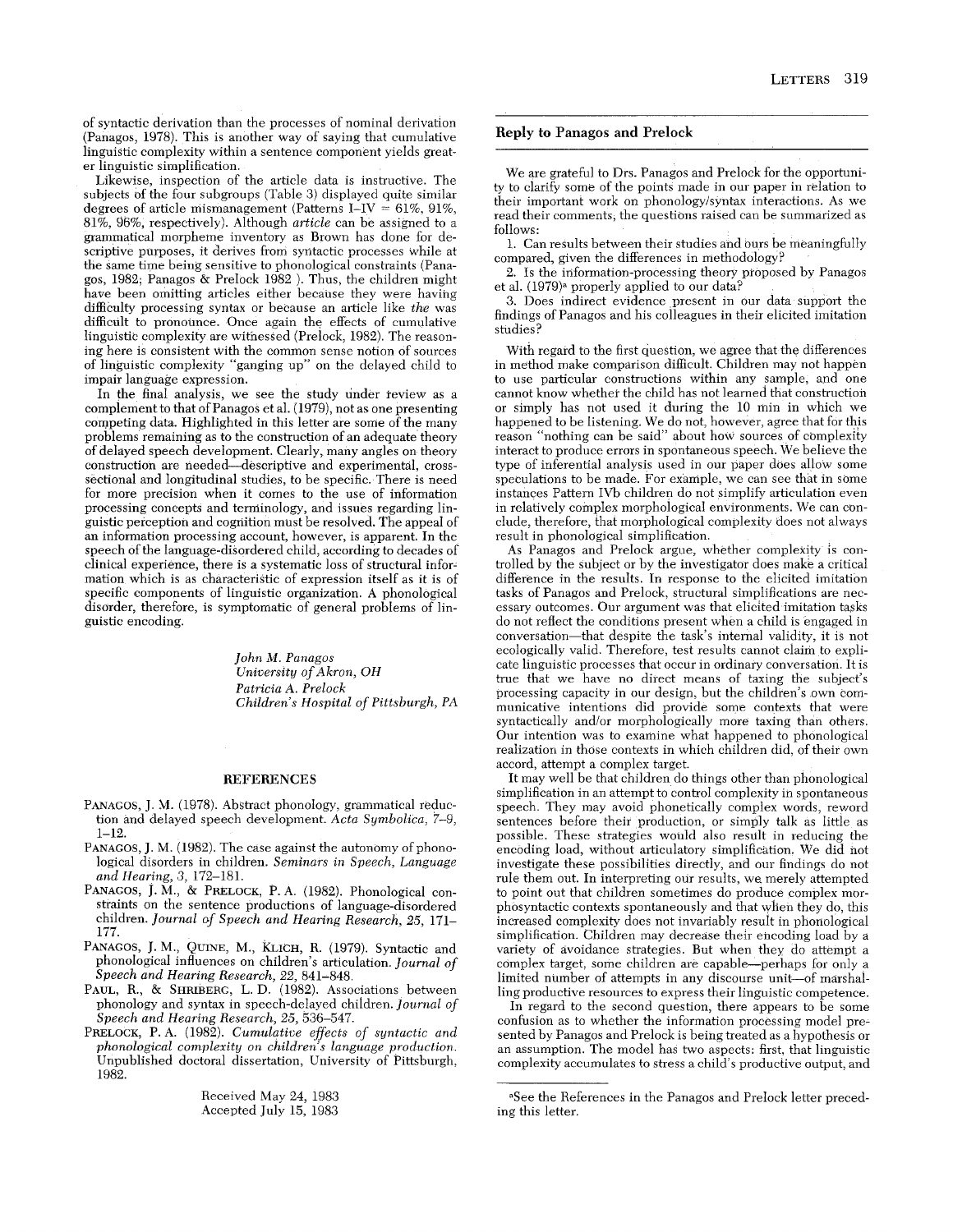of syntactic derivation than the processes of nominal derivation (Panagos, 1978). This is another way of saying that cumulative linguistic complexity within a sentence component yields greater linguistic simplification.

Likewise, inspection of the article data is instructive. The subjects of the four subgroups (Table 3) displayed quite similar degrees of article mismanagement (Patterns I–IV = 61%, 91%, 81%, 96%, respectively). Although *article* can be assigned to a grammatical morpheme inventory as Brown has done for descriptive purposes, it derives from syntactic processes while at the same time being sensitive to phonological constraints (Panagos, 1982; Panagos & Prelock 1982 ). Thus, the children might have been omitting articles either because they were having difficulty processing syntax or because an article like *the* was difficult to pronounce. Once again the effects of cumulative linguistic complexity are witnessed (Prelock, 1982). The reasoning here is consistent with the common sense notion of sources of linguistic complexity "ganging up" on the delayed child to impair language expression.

In the final analysis, we see the study under review as a complement to that of Panagos et al. (1979), not as one presenting competing data. Highlighted in this letter are some of the many problems remaining as to the construction of an adequate theory of delayed speech development. Clearly, many angles on theory construction are needed—descriptive and experimental, cross-sectional and longitudinal studies, to be specific. There is need for more precision when it comes to the use of information processing concepts and terminology, and issues regarding linguistic perception and cognition must be resolved. The appeal of an information processing account, however, is apparent. In the speech of the language-disordered child, according to decades of clinical experience, there is a systematic loss of structural information which is as characteristic of expression itself as it is of specific components of linguistic organization. A phonological disorder, therefore, is symptomatic of general problems of linguistic encoding.

*John M. Panagos*
*University of Akron, OH*
*Patricia A. Prelock*
*Children's Hospital of Pittsburgh, PA*

## REFERENCES

PANAGOS, J. M. (1978). Abstract phonology, grammatical reduction and delayed speech development. *Acta Symbolica, 7–9,* 1–12.

PANAGOS, J. M. (1982). The case against the autonomy of phonological disorders in children. *Seminars in Speech, Language and Hearing, 3,* 172–181.

PANAGOS, J. M., & PRELOCK, P. A. (1982). Phonological constraints on the sentence productions of language-disordered children. *Journal of Speech and Hearing Research, 25,* 171–177.

PANAGOS, J. M., QUINE, M., KLICH, R. (1979). Syntactic and phonological influences on children's articulation. *Journal of Speech and Hearing Research, 22,* 841–848.

PAUL, R., & SHRIBERG, L. D. (1982). Associations between phonology and syntax in speech-delayed children. *Journal of Speech and Hearing Research, 25,* 536–547.

PRELOCK, P. A. (1982). *Cumulative effects of syntactic and phonological complexity on children's language production.* Unpublished doctoral dissertation, University of Pittsburgh, 1982.

Received May 24, 1983
Accepted July 15, 1983

## Reply to Panagos and Prelock

We are grateful to Drs. Panagos and Prelock for the opportunity to clarify some of the points made in our paper in relation to their important work on phonology/syntax interactions. As we read their comments, the questions raised can be summarized as follows:

1. Can results between their studies and ours be meaningfully compared, given the differences in methodology?
2. Is the information-processing theory proposed by Panagos et al. (1979)[a] properly applied to our data?
3. Does indirect evidence present in our data support the findings of Panagos and his colleagues in their elicited imitation studies?

With regard to the first question, we agree that the differences in method make comparison difficult. Children may not happen to use particular constructions within any sample, and one cannot know whether the child has not learned that construction or simply has not used it during the 10 min in which we happened to be listening. We do not, however, agree that for this reason "nothing can be said" about how sources of complexity interact to produce errors in spontaneous speech. We believe the type of inferential analysis used in our paper does allow some speculations to be made. For example, we can see that in some instances Pattern IVb children do not simplify articulation even in relatively complex morphological environments. We can conclude, therefore, that morphological complexity does not always result in phonological simplification.

As Panagos and Prelock argue, whether complexity is controlled by the subject or by the investigator does make a critical difference in the results. In response to the elicited imitation tasks of Panagos and Prelock, structural simplifications are necessary outcomes. Our argument was that elicited imitation tasks do not reflect the conditions present when a child is engaged in conversation—that despite the task's internal validity, it is not ecologically valid. Therefore, test results cannot claim to explicate linguistic processes that occur in ordinary conversation. It is true that we have no direct means of taxing the subject's processing capacity in our design, but the children's own communicative intentions did provide some contexts that were syntactically and/or morphologically more taxing than others. Our intention was to examine what happened to phonological realization in those contexts in which children did, of their own accord, attempt a complex target.

It may well be that children do things other than phonological simplification in an attempt to control complexity in spontaneous speech. They may avoid phonetically complex words, reword sentences before their production, or simply talk as little as possible. These strategies would also result in reducing the encoding load, without articulatory simplification. We did not investigate these possibilities directly, and our findings do not rule them out. In interpreting our results, we merely attempted to point out that children sometimes do produce complex morphosyntactic contexts spontaneously and that when they do, this increased complexity does not invariably result in phonological simplification. Children may decrease their encoding load by a variety of avoidance strategies. But when they do attempt a complex target, some children are capable—perhaps for only a limited number of attempts in any discourse unit—of marshalling productive resources to express their linguistic competence.

In regard to the second question, there appears to be some confusion as to whether the information processing model presented by Panagos and Prelock is being treated as a hypothesis or an assumption. The model has two aspects: first, that linguistic complexity accumulates to stress a child's productive output, and

[a]See the References in the Panagos and Prelock letter preceding this letter.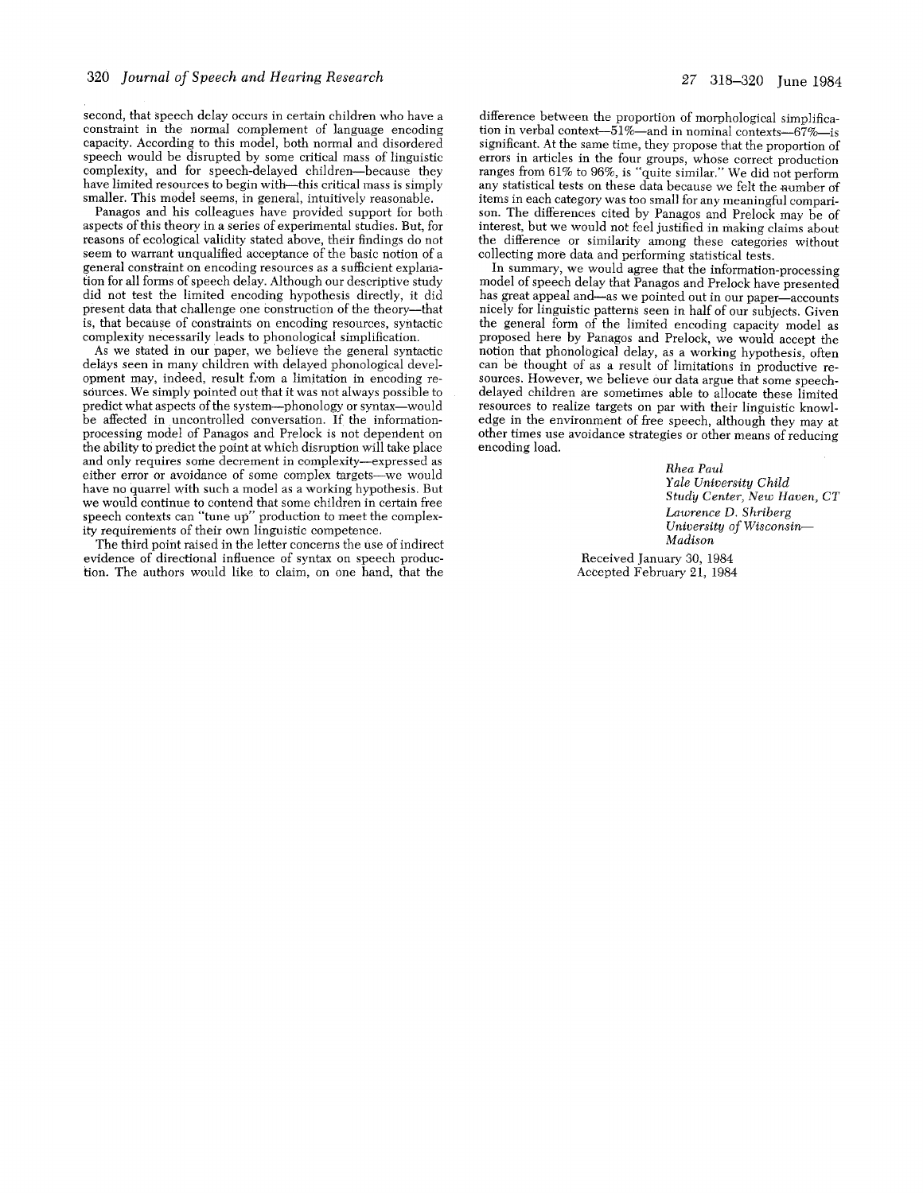second, that speech delay occurs in certain children who have a constraint in the normal complement of language encoding capacity. According to this model, both normal and disordered speech would be disrupted by some critical mass of linguistic complexity, and for speech-delayed children—because they have limited resources to begin with—this critical mass is simply smaller. This model seems, in general, intuitively reasonable.

Panagos and his colleagues have provided support for both aspects of this theory in a series of experimental studies. But, for reasons of ecological validity stated above, their findings do not seem to warrant unqualified acceptance of the basic notion of a general constraint on encoding resources as a sufficient explanation for all forms of speech delay. Although our descriptive study did not test the limited encoding hypothesis directly, it did present data that challenge one construction of the theory—that is, that because of constraints on encoding resources, syntactic complexity necessarily leads to phonological simplification.

As we stated in our paper, we believe the general syntactic delays seen in many children with delayed phonological development may, indeed, result from a limitation in encoding resources. We simply pointed out that it was not always possible to predict what aspects of the system—phonology or syntax—would be affected in uncontrolled conversation. If the information-processing model of Panagos and Prelock is not dependent on the ability to predict the point at which disruption will take place and only requires some decrement in complexity—expressed as either error or avoidance of some complex targets—we would have no quarrel with such a model as a working hypothesis. But we would continue to contend that some children in certain free speech contexts can "tune up" production to meet the complexity requirements of their own linguistic competence.

The third point raised in the letter concerns the use of indirect evidence of directional influence of syntax on speech production. The authors would like to claim, on one hand, that the difference between the proportion of morphological simplification in verbal context—51%—and in nominal contexts—67%—is significant. At the same time, they propose that the proportion of errors in articles in the four groups, whose correct production ranges from 61% to 96%, is "quite similar." We did not perform any statistical tests on these data because we felt the number of items in each category was too small for any meaningful comparison. The differences cited by Panagos and Prelock may be of interest, but we would not feel justified in making claims about the difference or similarity among these categories without collecting more data and performing statistical tests.

In summary, we would agree that the information-processing model of speech delay that Panagos and Prelock have presented has great appeal and—as we pointed out in our paper—accounts nicely for linguistic patterns seen in half of our subjects. Given the general form of the limited encoding capacity model as proposed here by Panagos and Prelock, we would accept the notion that phonological delay, as a working hypothesis, often can be thought of as a result of limitations in productive resources. However, we believe our data argue that some speech-delayed children are sometimes able to allocate these limited resources to realize targets on par with their linguistic knowledge in the environment of free speech, although they may at other times use avoidance strategies or other means of reducing encoding load.

*Rhea Paul*
*Yale University Child Study Center, New Haven, CT*
*Lawrence D. Shriberg*
*University of Wisconsin—Madison*

Received January 30, 1984
Accepted February 21, 1984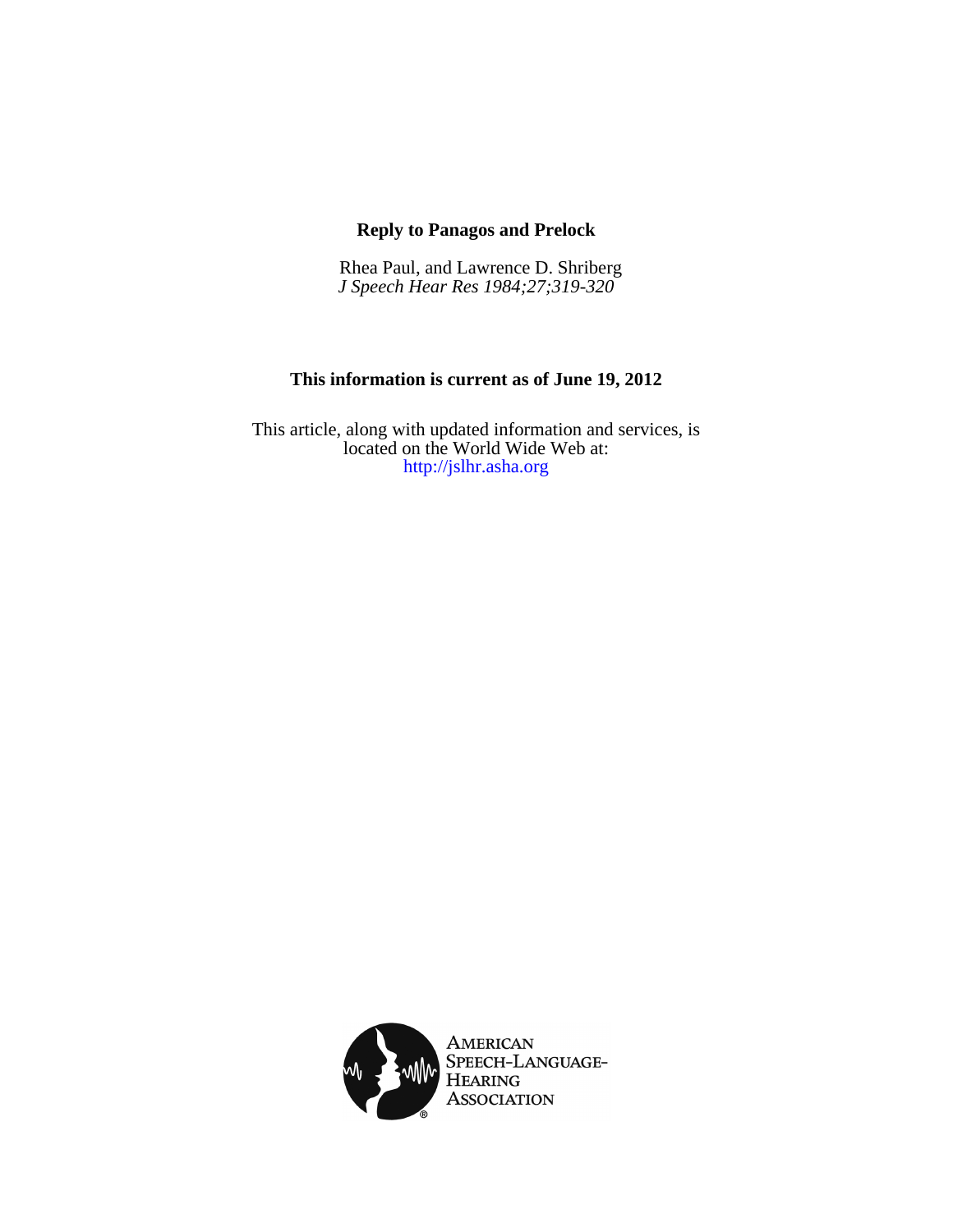**Reply to Panagos and Prelock**

Rhea Paul, and Lawrence D. Shriberg
*J Speech Hear Res 1984;27;319-320*

**This information is current as of June 19, 2012**

This article, along with updated information and services, is located on the World Wide Web at:
http://jslhr.asha.org

AMERICAN SPEECH-LANGUAGE-HEARING ASSOCIATION